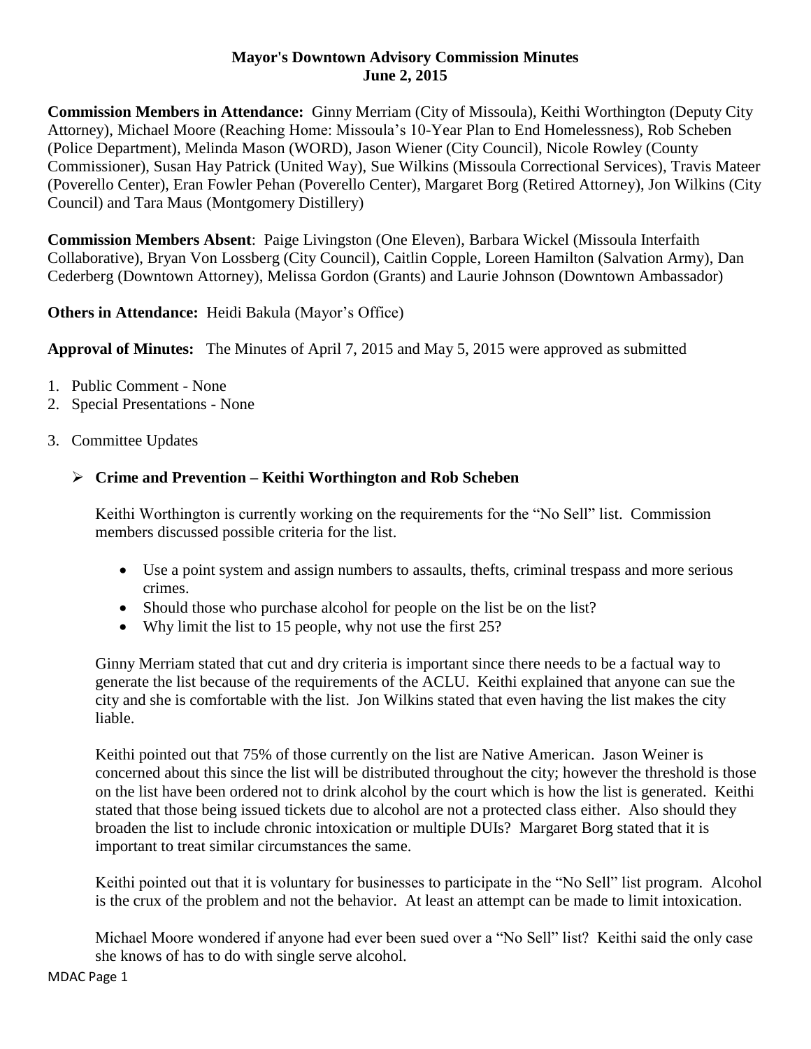# Mayor's Downtown Advisory Commission Minutes
## June 2, 2015

**Commission Members in Attendance:** Ginny Merriam (City of Missoula), Keithi Worthington (Deputy City Attorney), Michael Moore (Reaching Home: Missoula's 10-Year Plan to End Homelessness), Rob Scheben (Police Department), Melinda Mason (WORD), Jason Wiener (City Council), Nicole Rowley (County Commissioner), Susan Hay Patrick (United Way), Sue Wilkins (Missoula Correctional Services), Travis Mateer (Poverello Center), Eran Fowler Pehan (Poverello Center), Margaret Borg (Retired Attorney), Jon Wilkins (City Council) and Tara Maus (Montgomery Distillery)

**Commission Members Absent**: Paige Livingston (One Eleven), Barbara Wickel (Missoula Interfaith Collaborative), Bryan Von Lossberg (City Council), Caitlin Copple, Loreen Hamilton (Salvation Army), Dan Cederberg (Downtown Attorney), Melissa Gordon (Grants) and Laurie Johnson (Downtown Ambassador)

**Others in Attendance:** Heidi Bakula (Mayor's Office)

**Approval of Minutes:** The Minutes of April 7, 2015 and May 5, 2015 were approved as submitted

1. Public Comment - None
2. Special Presentations - None
3. Committee Updates

- **Crime and Prevention – Keithi Worthington and Rob Scheben**

  Keithi Worthington is currently working on the requirements for the "No Sell" list. Commission members discussed possible criteria for the list.

  - Use a point system and assign numbers to assaults, thefts, criminal trespass and more serious crimes.
  - Should those who purchase alcohol for people on the list be on the list?
  - Why limit the list to 15 people, why not use the first 25?

  Ginny Merriam stated that cut and dry criteria is important since there needs to be a factual way to generate the list because of the requirements of the ACLU. Keithi explained that anyone can sue the city and she is comfortable with the list. Jon Wilkins stated that even having the list makes the city liable.

  Keithi pointed out that 75% of those currently on the list are Native American. Jason Weiner is concerned about this since the list will be distributed throughout the city; however the threshold is those on the list have been ordered not to drink alcohol by the court which is how the list is generated. Keithi stated that those being issued tickets due to alcohol are not a protected class either. Also should they broaden the list to include chronic intoxication or multiple DUIs? Margaret Borg stated that it is important to treat similar circumstances the same.

  Keithi pointed out that it is voluntary for businesses to participate in the "No Sell" list program. Alcohol is the crux of the problem and not the behavior. At least an attempt can be made to limit intoxication.

  Michael Moore wondered if anyone had ever been sued over a "No Sell" list? Keithi said the only case she knows of has to do with single serve alcohol.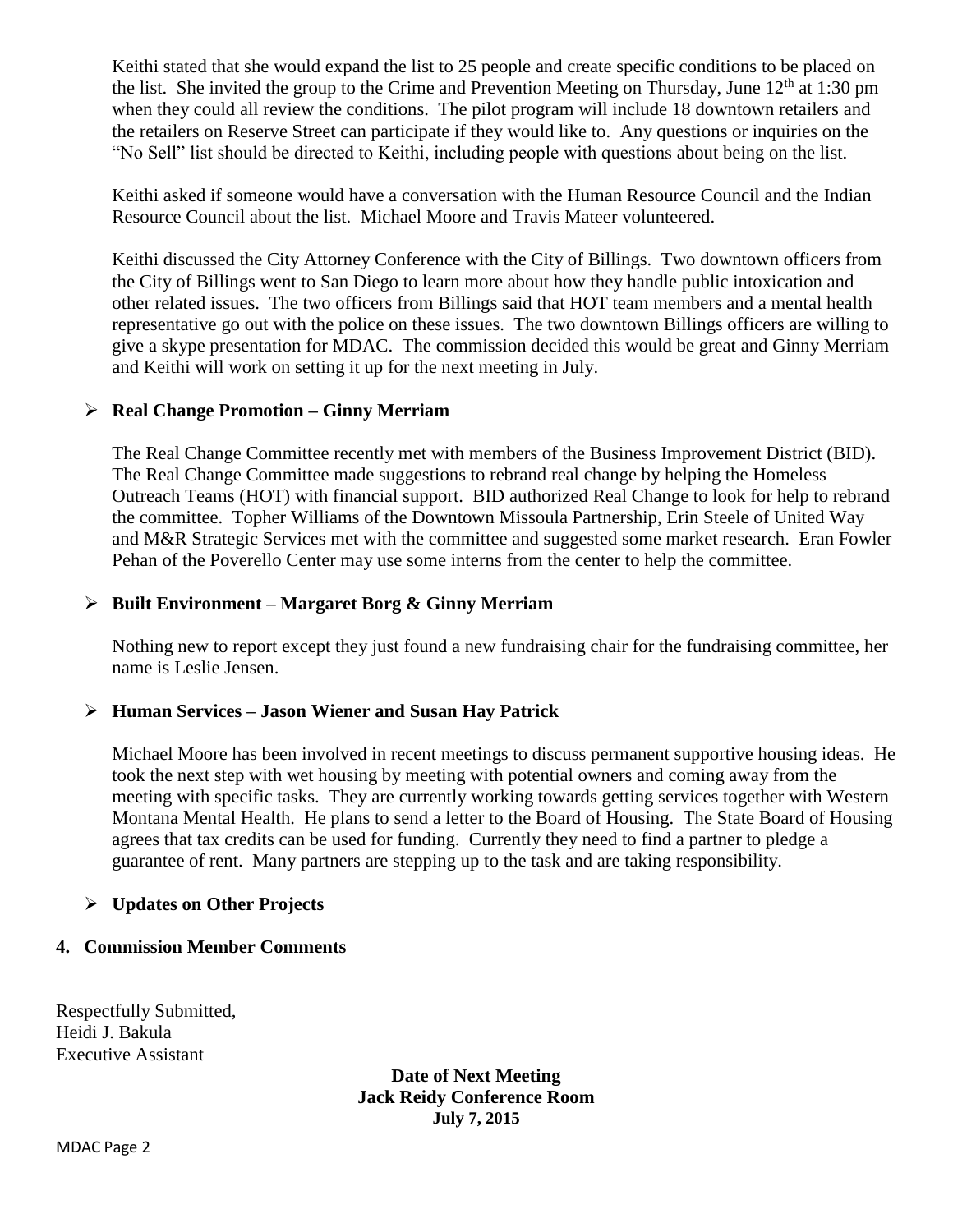Keithi stated that she would expand the list to 25 people and create specific conditions to be placed on the list. She invited the group to the Crime and Prevention Meeting on Thursday, June 12th at 1:30 pm when they could all review the conditions. The pilot program will include 18 downtown retailers and the retailers on Reserve Street can participate if they would like to. Any questions or inquiries on the "No Sell" list should be directed to Keithi, including people with questions about being on the list.

Keithi asked if someone would have a conversation with the Human Resource Council and the Indian Resource Council about the list. Michael Moore and Travis Mateer volunteered.

Keithi discussed the City Attorney Conference with the City of Billings. Two downtown officers from the City of Billings went to San Diego to learn more about how they handle public intoxication and other related issues. The two officers from Billings said that HOT team members and a mental health representative go out with the police on these issues. The two downtown Billings officers are willing to give a skype presentation for MDAC. The commission decided this would be great and Ginny Merriam and Keithi will work on setting it up for the next meeting in July.

- **Real Change Promotion – Ginny Merriam**

  The Real Change Committee recently met with members of the Business Improvement District (BID). The Real Change Committee made suggestions to rebrand real change by helping the Homeless Outreach Teams (HOT) with financial support. BID authorized Real Change to look for help to rebrand the committee. Topher Williams of the Downtown Missoula Partnership, Erin Steele of United Way and M&R Strategic Services met with the committee and suggested some market research. Eran Fowler Pehan of the Poverello Center may use some interns from the center to help the committee.

- **Built Environment – Margaret Borg & Ginny Merriam**

  Nothing new to report except they just found a new fundraising chair for the fundraising committee, her name is Leslie Jensen.

- **Human Services – Jason Wiener and Susan Hay Patrick**

  Michael Moore has been involved in recent meetings to discuss permanent supportive housing ideas. He took the next step with wet housing by meeting with potential owners and coming away from the meeting with specific tasks. They are currently working towards getting services together with Western Montana Mental Health. He plans to send a letter to the Board of Housing. The State Board of Housing agrees that tax credits can be used for funding. Currently they need to find a partner to pledge a guarantee of rent. Many partners are stepping up to the task and are taking responsibility.

- **Updates on Other Projects**

**4. Commission Member Comments**

Respectfully Submitted,
Heidi J. Bakula
Executive Assistant

**Date of Next Meeting**
**Jack Reidy Conference Room**
**July 7, 2015**